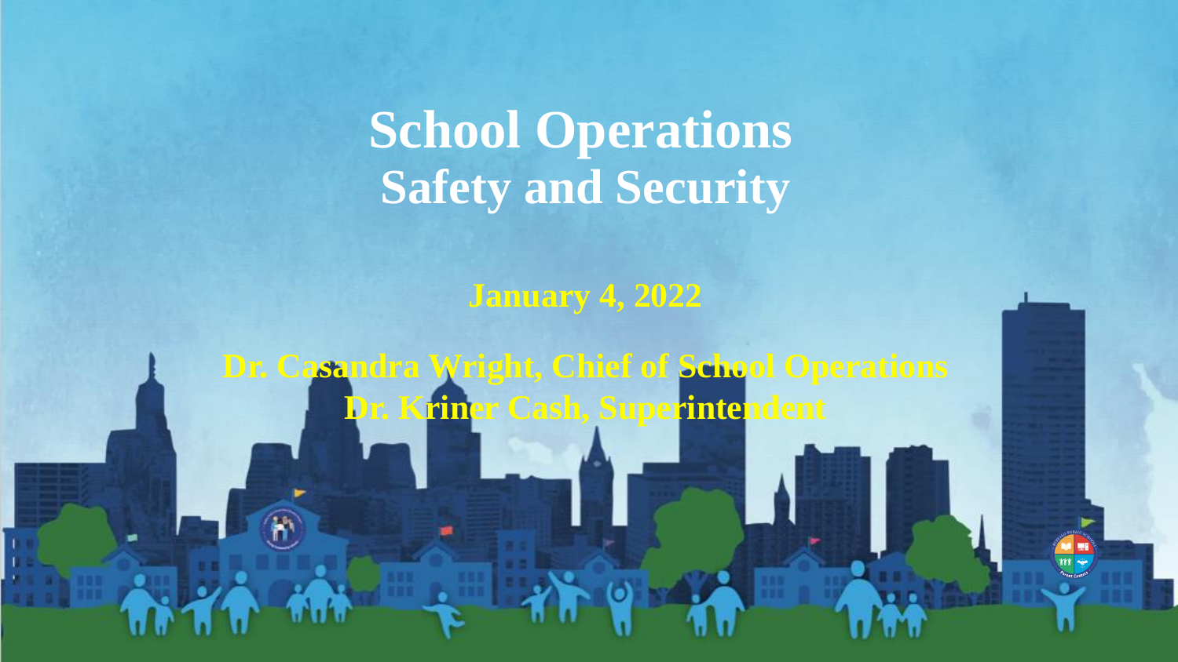# School Operations
# Safety and Security

**January 4, 2022**

**Dr. Casandra Wright, Chief of School Operations**
**Dr. Kriner Cash, Superintendent**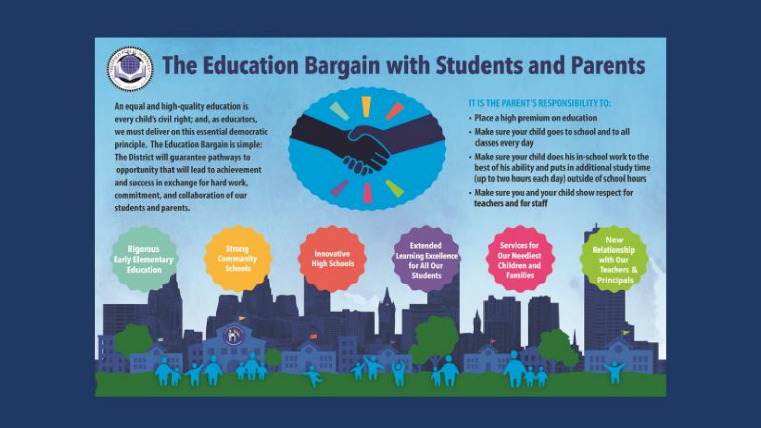# The Education Bargain with Students and Parents

An equal and high-quality education is every child's civil right; and, as educators, we must deliver on this essential democratic principle. The Education Bargain is simple: The District will guarantee pathways to opportunity that will lead to achievement and success in exchange for hard work, commitment, and collaboration of our students and parents.

IT IS THE PARENT'S RESPONSIBILITY TO:

- Place a high premium on education
- Make sure your child goes to school and to all classes every day
- Make sure your child does his in-school work to the best of his ability and puts in additional study time (up to two hours each day) outside of school hours
- Make sure you and your child show respect for teachers and for staff

Rigorous Early Elementary Education

Strong Community Schools

Innovative High Schools

Extended Learning Excellence for All Our Students

Services for Our Neediest Children and Families

New Relationship with Our Teachers & Principals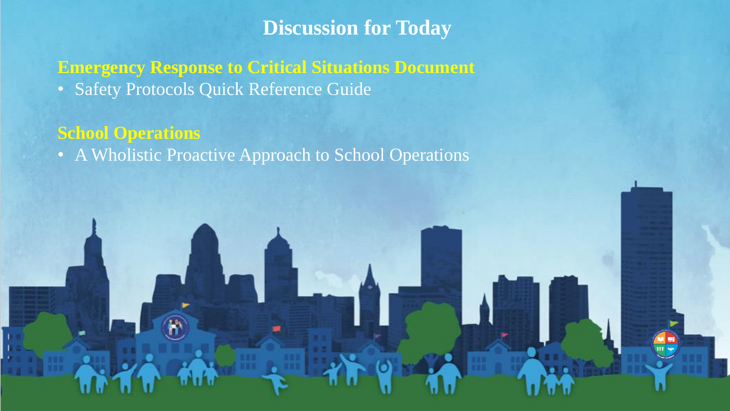# Discussion for Today

**Emergency Response to Critical Situations Document**

- Safety Protocols Quick Reference Guide

**School Operations**

- A Wholistic Proactive Approach to School Operations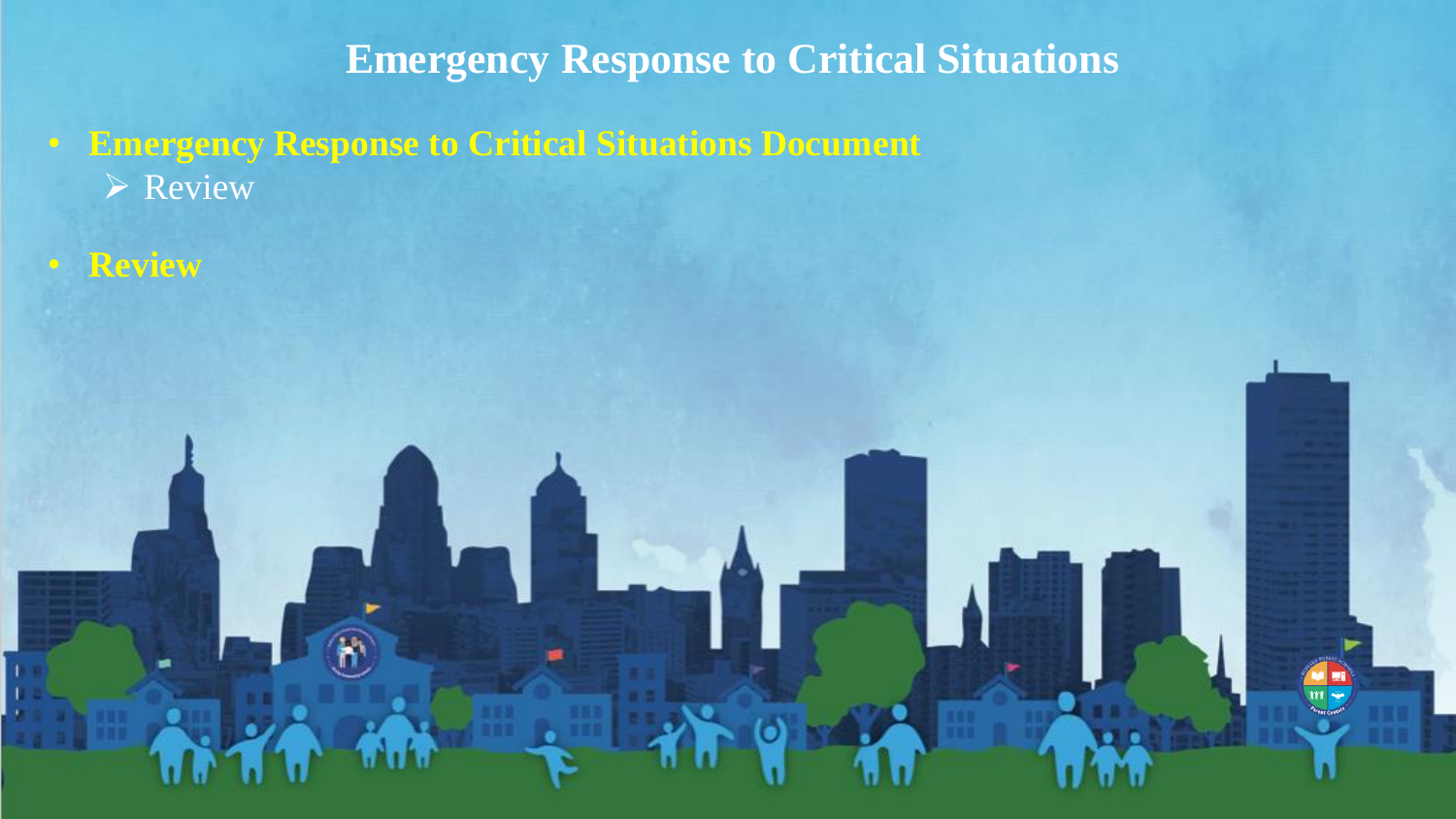# Emergency Response to Critical Situations

- **Emergency Response to Critical Situations Document**
  - Review
- **Review**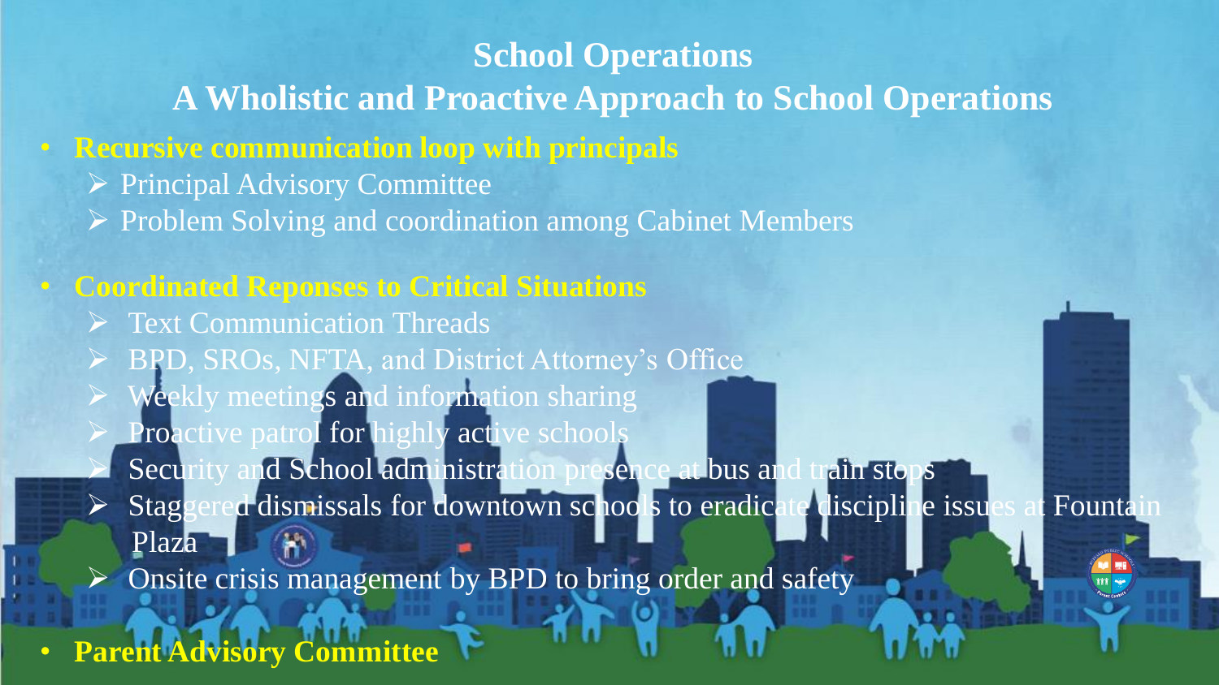# School Operations

## A Wholistic and Proactive Approach to School Operations

- **Recursive communication loop with principals**
  - Principal Advisory Committee
  - Problem Solving and coordination among Cabinet Members
- **Coordinated Reponses to Critical Situations**
  - Text Communication Threads
  - BPD, SROs, NFTA, and District Attorney's Office
  - Weekly meetings and information sharing
  - Proactive patrol for highly active schools
  - Security and School administration presence at bus and train stops
  - Staggered dismissals for downtown schools to eradicate discipline issues at Fountain Plaza
  - Onsite crisis management by BPD to bring order and safety
- **Parent Advisory Committee**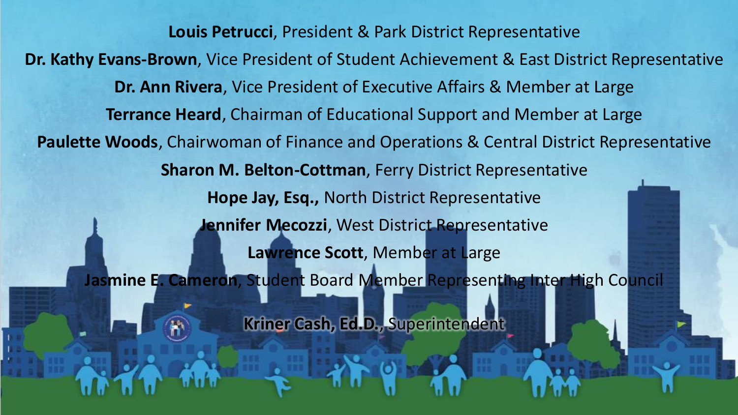**Louis Petrucci**, President & Park District Representative

**Dr. Kathy Evans-Brown**, Vice President of Student Achievement & East District Representative

**Dr. Ann Rivera**, Vice President of Executive Affairs & Member at Large

**Terrance Heard**, Chairman of Educational Support and Member at Large

**Paulette Woods**, Chairwoman of Finance and Operations & Central District Representative

**Sharon M. Belton-Cottman**, Ferry District Representative

**Hope Jay, Esq.,** North District Representative

**Jennifer Mecozzi**, West District Representative

**Lawrence Scott**, Member at Large

**Jasmine E. Cameron**, Student Board Member Representing Inter High Council

**Kriner Cash, Ed.D.**, Superintendent